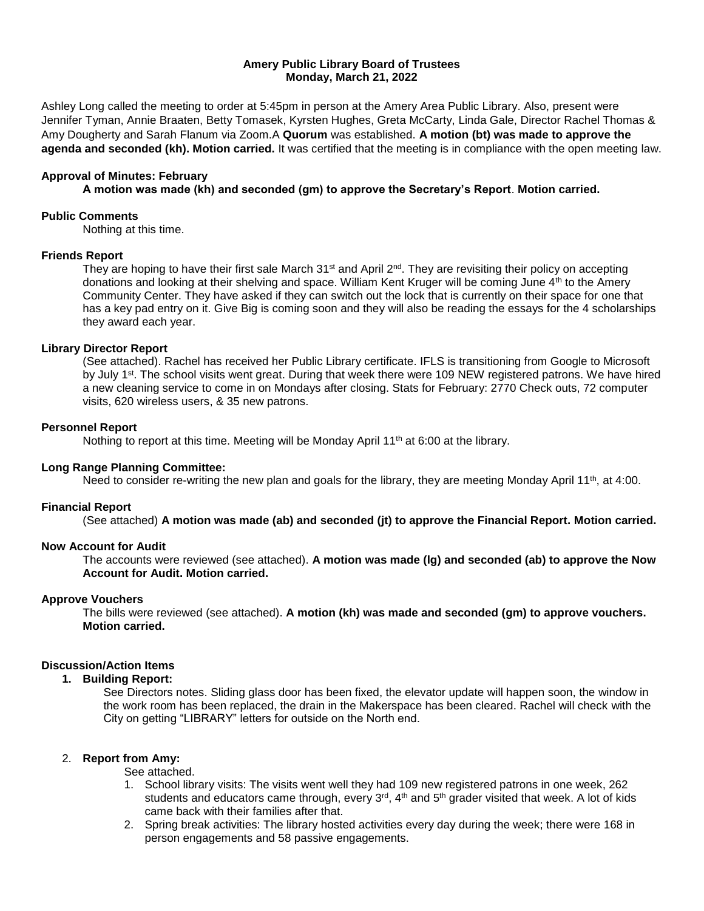**Amery Public Library Board of Trustees**
**Monday, March 21, 2022**

Ashley Long called the meeting to order at 5:45pm in person at the Amery Area Public Library. Also, present were Jennifer Tyman, Annie Braaten, Betty Tomasek, Kyrsten Hughes, Greta McCarty, Linda Gale, Director Rachel Thomas & Amy Dougherty and Sarah Flanum via Zoom.A **Quorum** was established. **A motion (bt) was made to approve the agenda and seconded (kh). Motion carried.** It was certified that the meeting is in compliance with the open meeting law.

**Approval of Minutes: February**

**A motion was made (kh) and seconded (gm) to approve the Secretary's Report**. **Motion carried.**

**Public Comments**

Nothing at this time.

**Friends Report**

They are hoping to have their first sale March 31st and April 2nd. They are revisiting their policy on accepting donations and looking at their shelving and space. William Kent Kruger will be coming June 4th to the Amery Community Center. They have asked if they can switch out the lock that is currently on their space for one that has a key pad entry on it. Give Big is coming soon and they will also be reading the essays for the 4 scholarships they award each year.

**Library Director Report**

(See attached). Rachel has received her Public Library certificate. IFLS is transitioning from Google to Microsoft by July 1st. The school visits went great. During that week there were 109 NEW registered patrons. We have hired a new cleaning service to come in on Mondays after closing. Stats for February: 2770 Check outs, 72 computer visits, 620 wireless users, & 35 new patrons.

**Personnel Report**

Nothing to report at this time. Meeting will be Monday April 11th at 6:00 at the library.

**Long Range Planning Committee:**

Need to consider re-writing the new plan and goals for the library, they are meeting Monday April 11th, at 4:00.

**Financial Report**

(See attached) **A motion was made (ab) and seconded (jt) to approve the Financial Report. Motion carried.**

**Now Account for Audit**

The accounts were reviewed (see attached). **A motion was made (lg) and seconded (ab) to approve the Now Account for Audit. Motion carried.**

**Approve Vouchers**

The bills were reviewed (see attached). **A motion (kh) was made and seconded (gm) to approve vouchers. Motion carried.**

**Discussion/Action Items**

1. **Building Report:**

   See Directors notes. Sliding glass door has been fixed, the elevator update will happen soon, the window in the work room has been replaced, the drain in the Makerspace has been cleared. Rachel will check with the City on getting "LIBRARY" letters for outside on the North end.

2. **Report from Amy:**

   See attached.

   1. School library visits: The visits went well they had 109 new registered patrons in one week, 262 students and educators came through, every 3rd, 4th and 5th grader visited that week. A lot of kids came back with their families after that.
   2. Spring break activities: The library hosted activities every day during the week; there were 168 in person engagements and 58 passive engagements.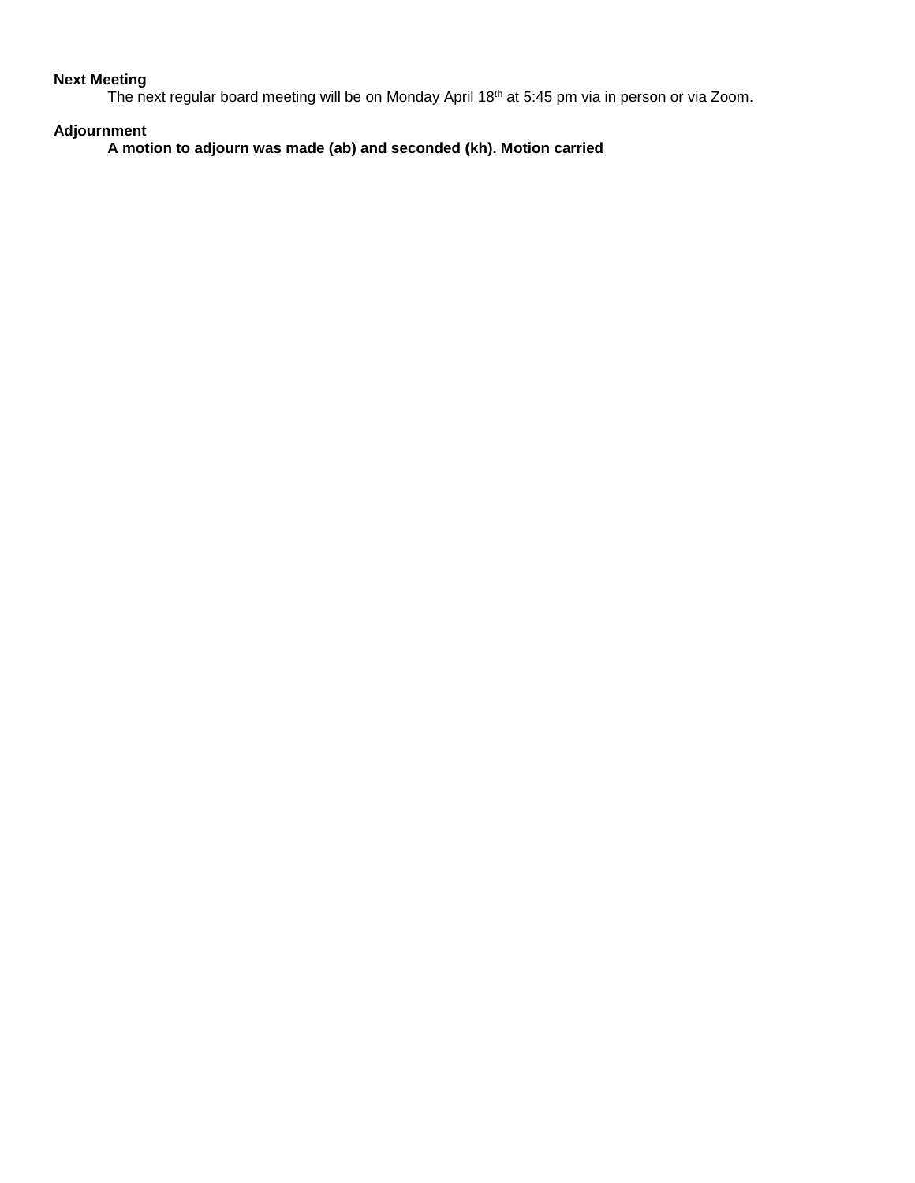**Next Meeting**

The next regular board meeting will be on Monday April 18th at 5:45 pm via in person or via Zoom.

**Adjournment**

**A motion to adjourn was made (ab) and seconded (kh). Motion carried**